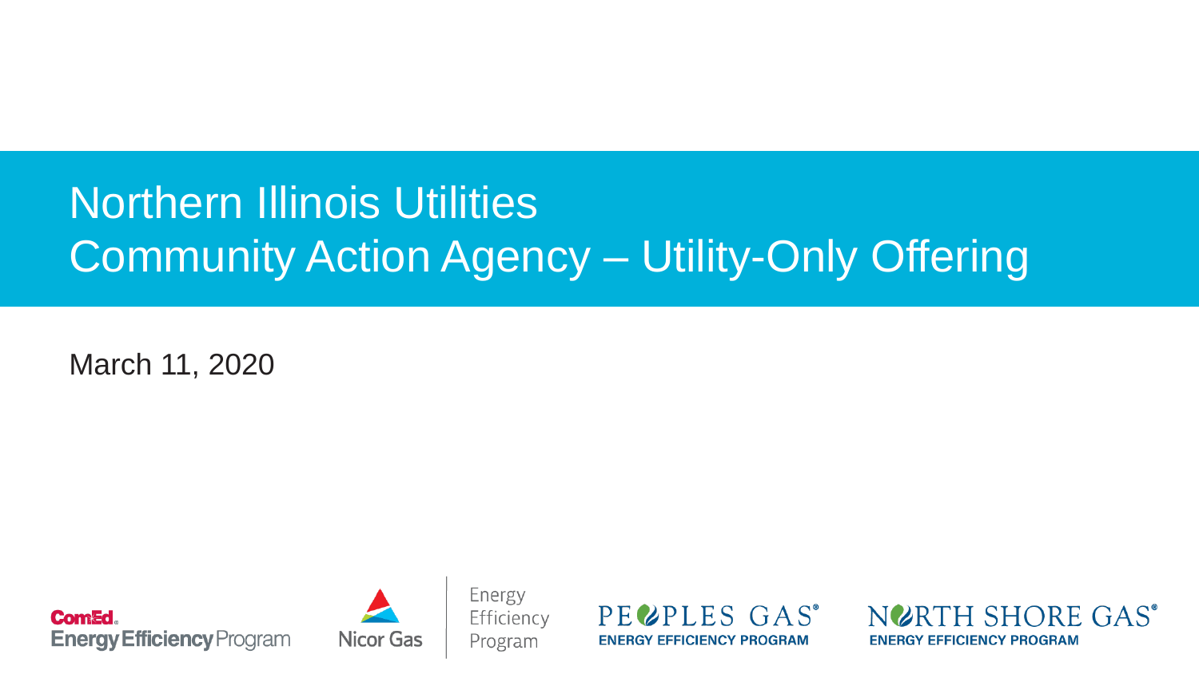# Northern Illinois Utilities
# Community Action Agency – Utility-Only Offering

March 11, 2020

ComEd Energy Efficiency Program

Nicor Gas Energy Efficiency Program

PEOPLES GAS® ENERGY EFFICIENCY PROGRAM

NORTH SHORE GAS® ENERGY EFFICIENCY PROGRAM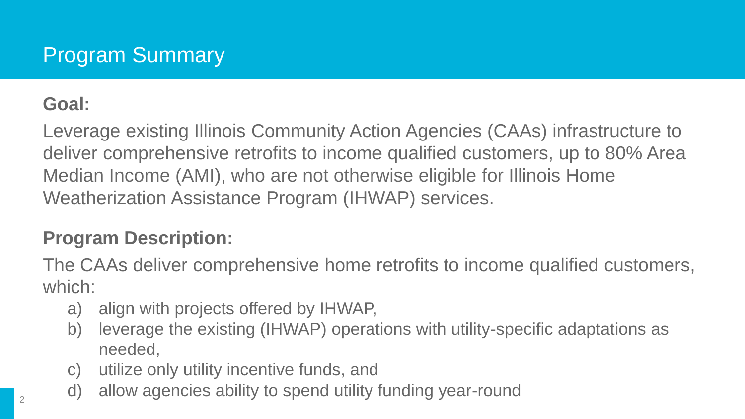# Program Summary

**Goal:**

Leverage existing Illinois Community Action Agencies (CAAs) infrastructure to deliver comprehensive retrofits to income qualified customers, up to 80% Area Median Income (AMI), who are not otherwise eligible for Illinois Home Weatherization Assistance Program (IHWAP) services.

**Program Description:**

The CAAs deliver comprehensive home retrofits to income qualified customers, which:

a) align with projects offered by IHWAP,
b) leverage the existing (IHWAP) operations with utility-specific adaptations as needed,
c) utilize only utility incentive funds, and
d) allow agencies ability to spend utility funding year-round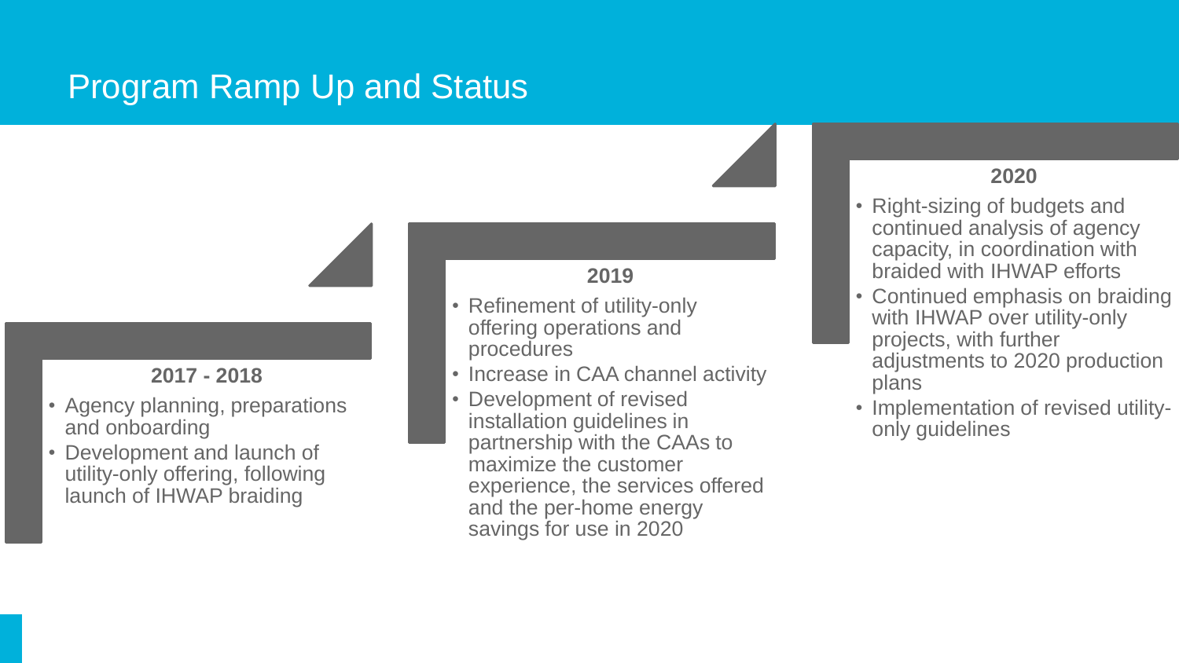# Program Ramp Up and Status

### 2017 - 2018

- Agency planning, preparations and onboarding
- Development and launch of utility-only offering, following launch of IHWAP braiding

### 2019

- Refinement of utility-only offering operations and procedures
- Increase in CAA channel activity
- Development of revised installation guidelines in partnership with the CAAs to maximize the customer experience, the services offered and the per-home energy savings for use in 2020

### 2020

- Right-sizing of budgets and continued analysis of agency capacity, in coordination with braided with IHWAP efforts
- Continued emphasis on braiding with IHWAP over utility-only projects, with further adjustments to 2020 production plans
- Implementation of revised utility-only guidelines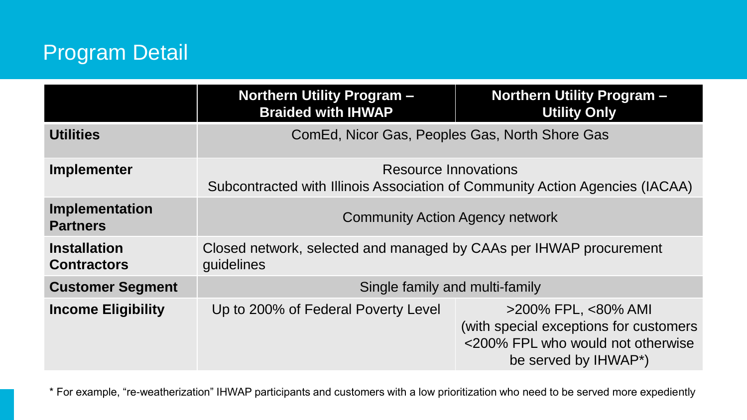# Program Detail

| | Northern Utility Program – Braided with IHWAP | Northern Utility Program – Utility Only |
|---|---|---|
| **Utilities** | ComEd, Nicor Gas, Peoples Gas, North Shore Gas | |
| **Implementer** | Resource Innovations<br>Subcontracted with Illinois Association of Community Action Agencies (IACAA) | |
| **Implementation Partners** | Community Action Agency network | |
| **Installation Contractors** | Closed network, selected and managed by CAAs per IHWAP procurement guidelines | |
| **Customer Segment** | Single family and multi-family | |
| **Income Eligibility** | Up to 200% of Federal Poverty Level | >200% FPL, <80% AMI (with special exceptions for customers <200% FPL who would not otherwise be served by IHWAP*) |

* For example, "re-weatherization" IHWAP participants and customers with a low prioritization who need to be served more expediently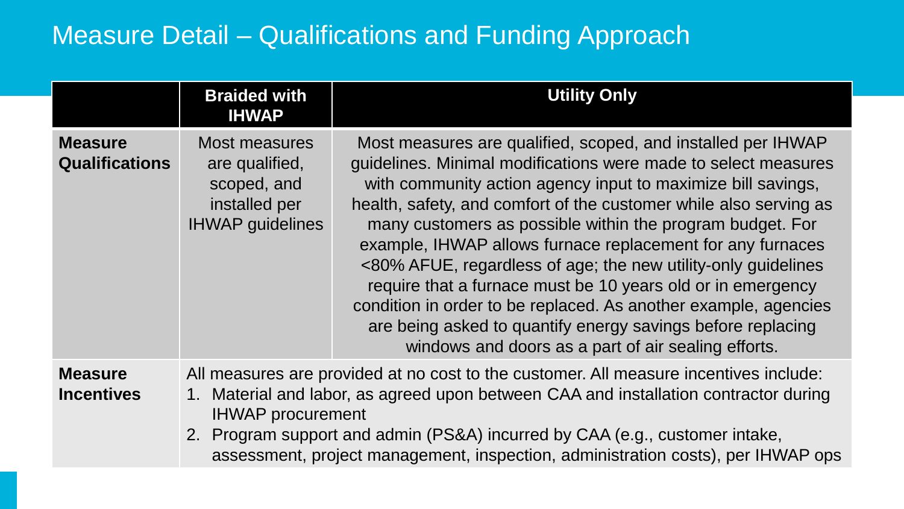# Measure Detail – Qualifications and Funding Approach

| | Braided with IHWAP | Utility Only |
|---|---|---|
| **Measure Qualifications** | Most measures are qualified, scoped, and installed per IHWAP guidelines | Most measures are qualified, scoped, and installed per IHWAP guidelines. Minimal modifications were made to select measures with community action agency input to maximize bill savings, health, safety, and comfort of the customer while also serving as many customers as possible within the program budget. For example, IHWAP allows furnace replacement for any furnaces <80% AFUE, regardless of age; the new utility-only guidelines require that a furnace must be 10 years old or in emergency condition in order to be replaced. As another example, agencies are being asked to quantify energy savings before replacing windows and doors as a part of air sealing efforts. |
| **Measure Incentives** | All measures are provided at no cost to the customer. All measure incentives include: 1. Material and labor, as agreed upon between CAA and installation contractor during IHWAP procurement 2. Program support and admin (PS&A) incurred by CAA (e.g., customer intake, assessment, project management, inspection, administration costs), per IHWAP ops | |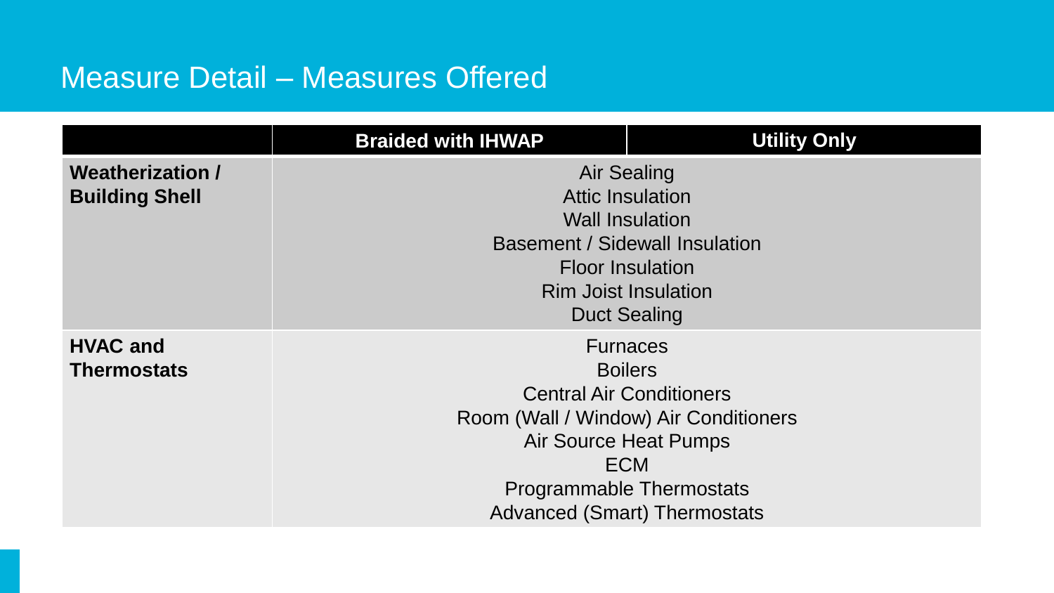## Measure Detail – Measures Offered

| | Braided with IHWAP | Utility Only |
|---|---|---|
| **Weatherization / Building Shell** | Air Sealing<br>Attic Insulation<br>Wall Insulation<br>Basement / Sidewall Insulation<br>Floor Insulation<br>Rim Joist Insulation<br>Duct Sealing | |
| **HVAC and Thermostats** | Furnaces<br>Boilers<br>Central Air Conditioners<br>Room (Wall / Window) Air Conditioners<br>Air Source Heat Pumps<br>ECM<br>Programmable Thermostats<br>Advanced (Smart) Thermostats | |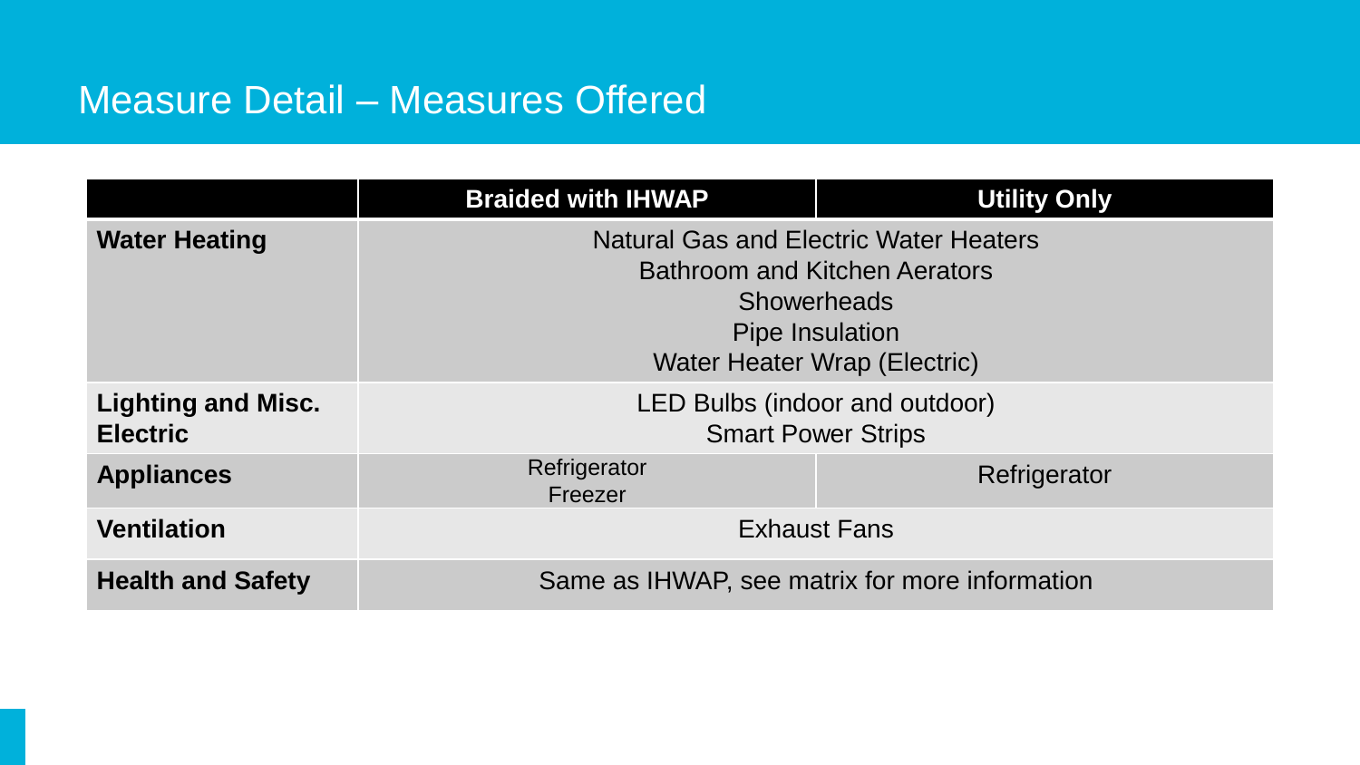# Measure Detail – Measures Offered

| | Braided with IHWAP | Utility Only |
|---|---|---|
| **Water Heating** | Natural Gas and Electric Water Heaters<br>Bathroom and Kitchen Aerators<br>Showerheads<br>Pipe Insulation<br>Water Heater Wrap (Electric) | |
| **Lighting and Misc. Electric** | LED Bulbs (indoor and outdoor)<br>Smart Power Strips | |
| **Appliances** | Refrigerator<br>Freezer | Refrigerator |
| **Ventilation** | Exhaust Fans | |
| **Health and Safety** | Same as IHWAP, see matrix for more information | |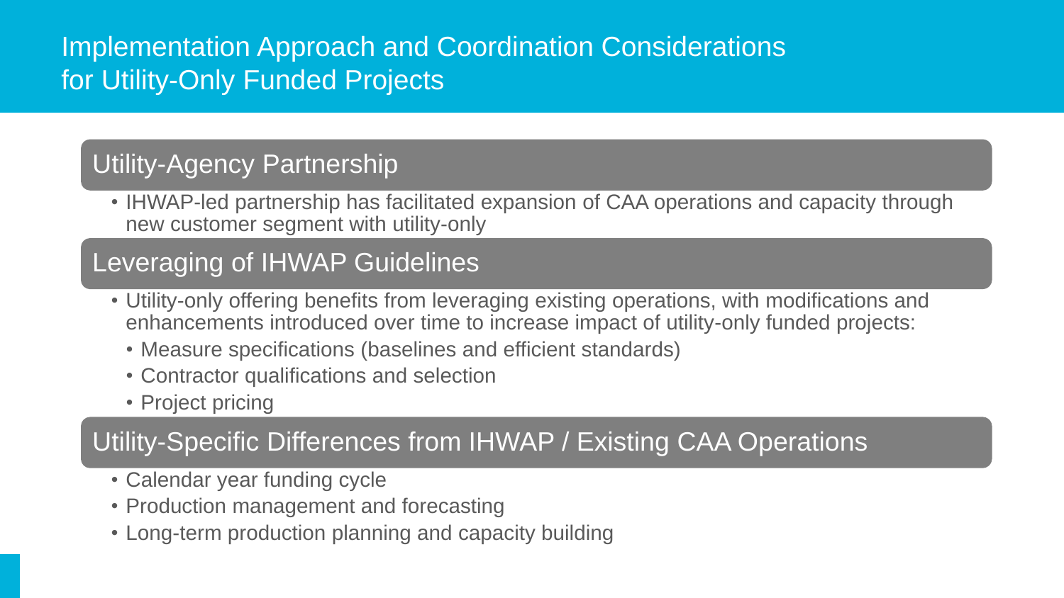# Implementation Approach and Coordination Considerations for Utility-Only Funded Projects

## Utility-Agency Partnership

- IHWAP-led partnership has facilitated expansion of CAA operations and capacity through new customer segment with utility-only

## Leveraging of IHWAP Guidelines

- Utility-only offering benefits from leveraging existing operations, with modifications and enhancements introduced over time to increase impact of utility-only funded projects:
  - Measure specifications (baselines and efficient standards)
  - Contractor qualifications and selection
  - Project pricing

## Utility-Specific Differences from IHWAP / Existing CAA Operations

- Calendar year funding cycle
- Production management and forecasting
- Long-term production planning and capacity building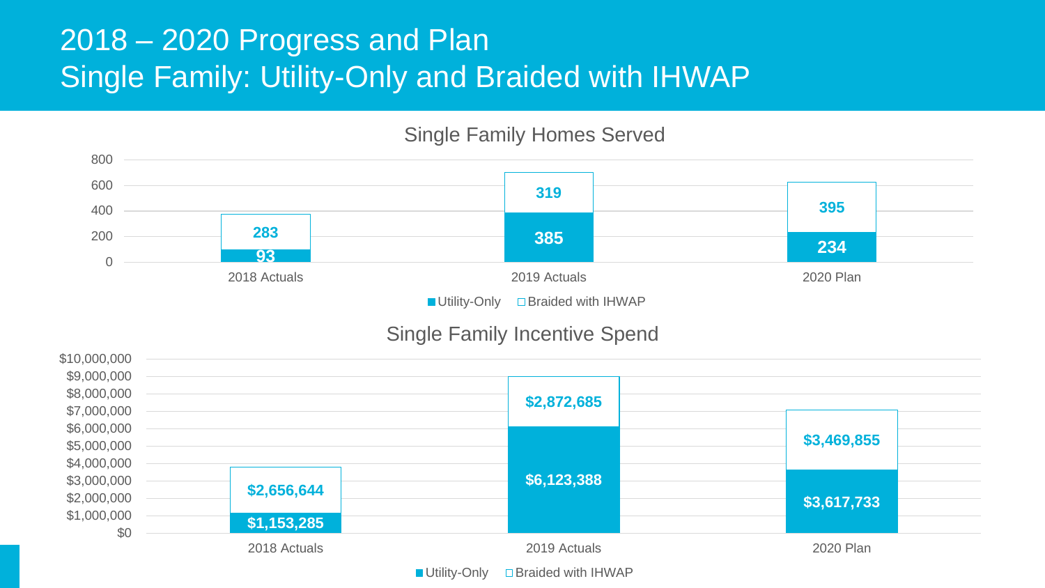# 2018 – 2020 Progress and Plan
# Single Family: Utility-Only and Braided with IHWAP

## Single Family Homes Served

| | Utility-Only | Braided with IHWAP |
|---|---|---|
| 2018 Actuals | 93 | 283 |
| 2019 Actuals | 385 | 319 |
| 2020 Plan | 234 | 395 |

## Single Family Incentive Spend

| | Utility-Only | Braided with IHWAP |
|---|---|---|
| 2018 Actuals | $1,153,285 | $2,656,644 |
| 2019 Actuals | $6,123,388 | $2,872,685 |
| 2020 Plan | $3,617,733 | $3,469,855 |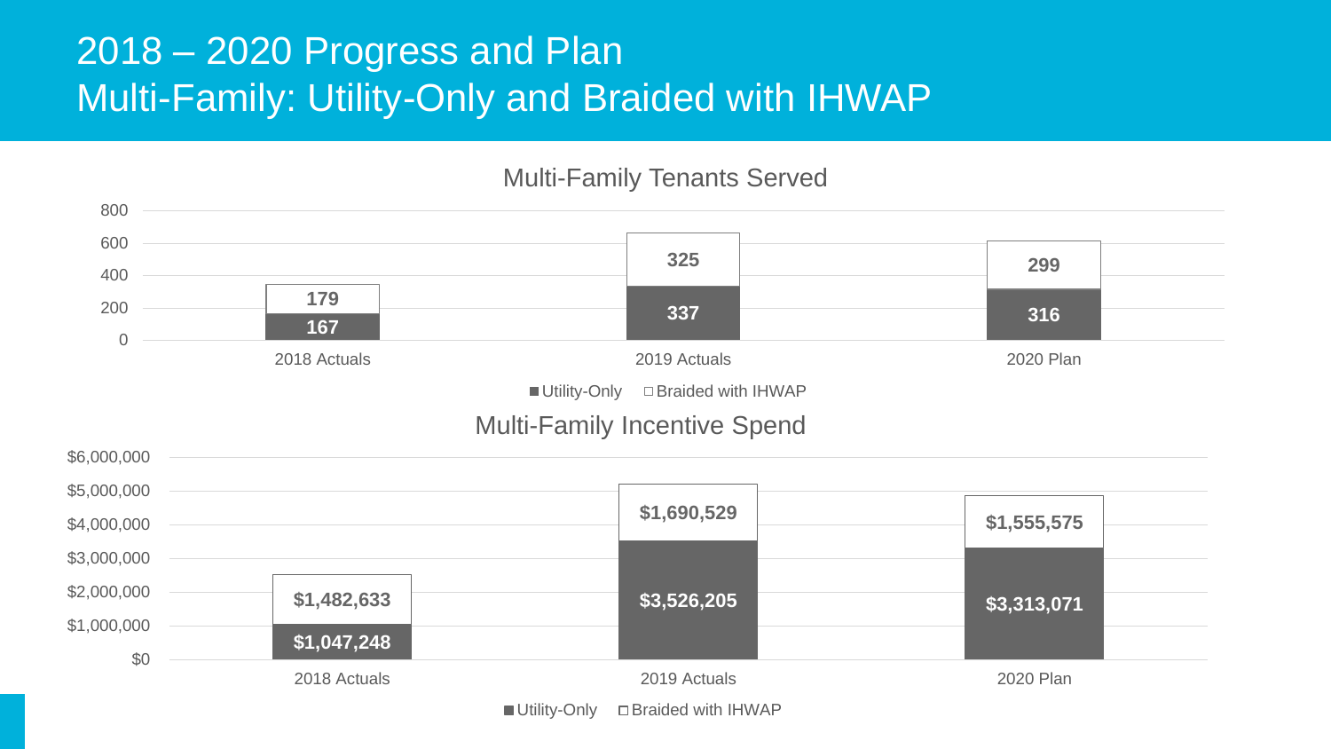# 2018 – 2020 Progress and Plan
# Multi-Family: Utility-Only and Braided with IHWAP

## Multi-Family Tenants Served

| | 2018 Actuals | 2019 Actuals | 2020 Plan |
|---|---|---|---|
| Utility-Only | 167 | 337 | 316 |
| Braided with IHWAP | 179 | 325 | 299 |

## Multi-Family Incentive Spend

| | 2018 Actuals | 2019 Actuals | 2020 Plan |
|---|---|---|---|
| Utility-Only | $1,047,248 | $3,526,205 | $3,313,071 |
| Braided with IHWAP | $1,482,633 | $1,690,529 | $1,555,575 |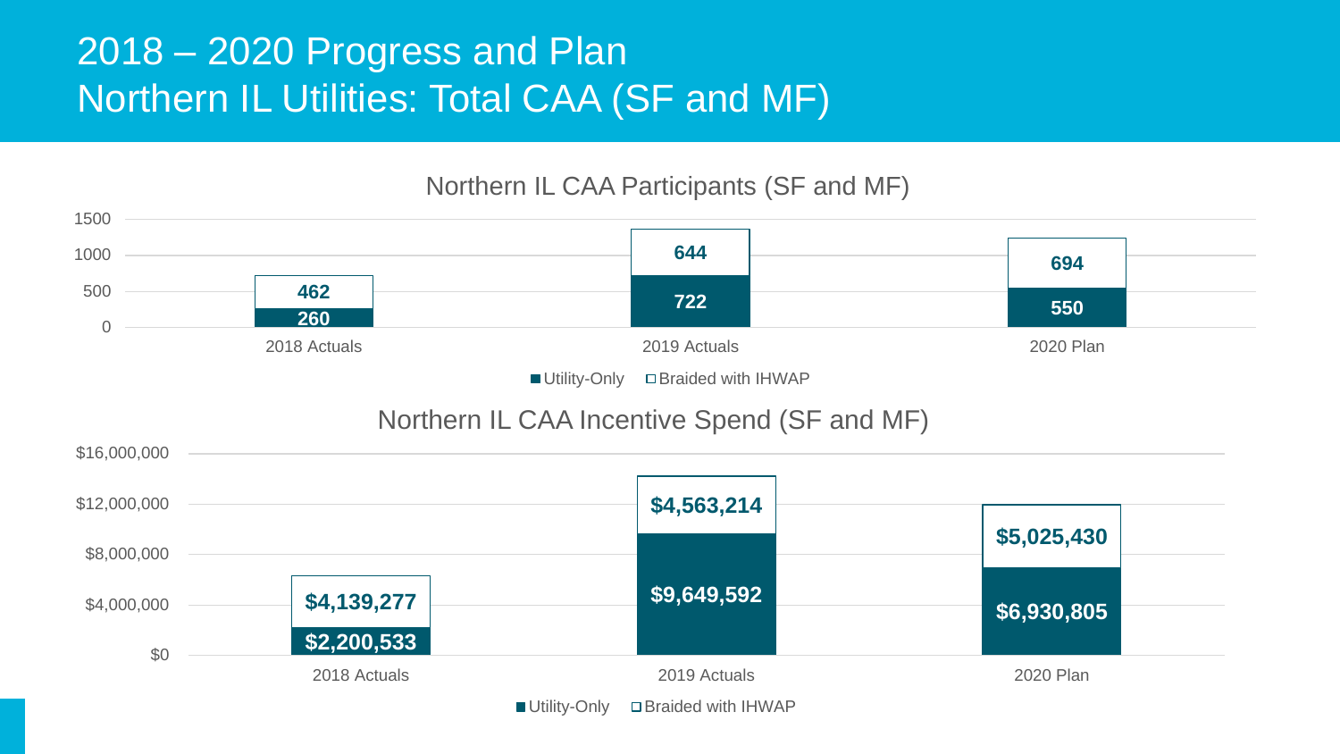# 2018 – 2020 Progress and Plan
# Northern IL Utilities: Total CAA (SF and MF)

## Northern IL CAA Participants (SF and MF)

| | 2018 Actuals | 2019 Actuals | 2020 Plan |
|---|---|---|---|
| Utility-Only | 260 | 722 | 550 |
| Braided with IHWAP | 462 | 644 | 694 |

## Northern IL CAA Incentive Spend (SF and MF)

| | 2018 Actuals | 2019 Actuals | 2020 Plan |
|---|---|---|---|
| Utility-Only | $2,200,533 | $9,649,592 | $6,930,805 |
| Braided with IHWAP | $4,139,277 | $4,563,214 | $5,025,430 |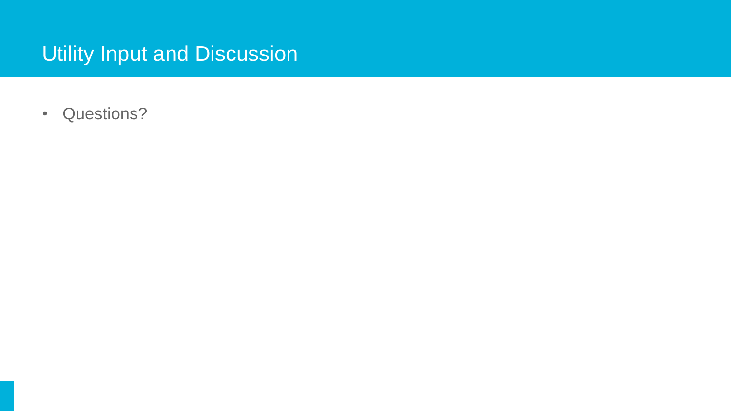# Utility Input and Discussion

- Questions?